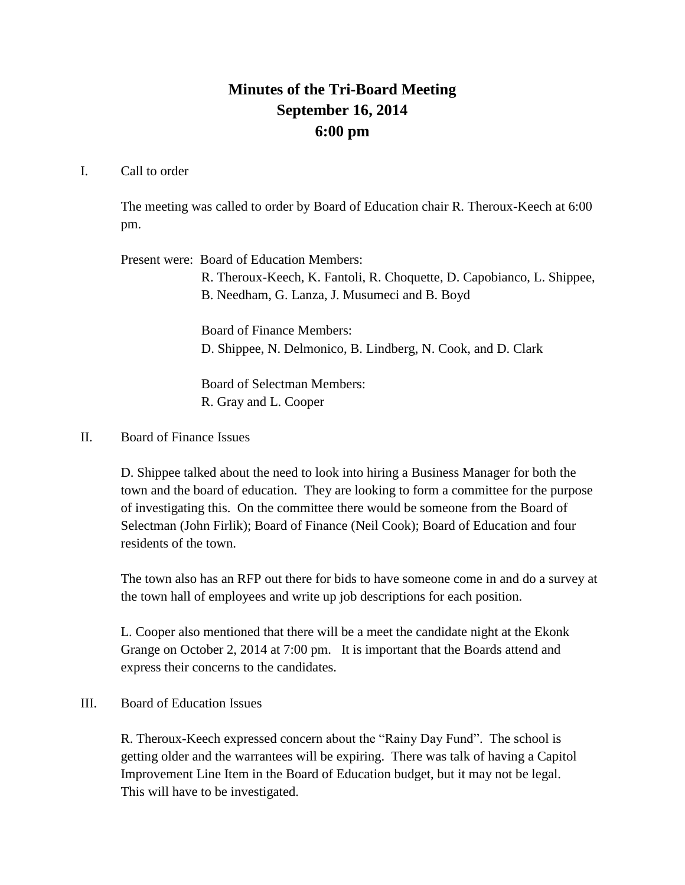# Minutes of the Tri-Board Meeting
# September 16, 2014
# 6:00 pm

I. Call to order

The meeting was called to order by Board of Education chair R. Theroux-Keech at 6:00 pm.

Present were: Board of Education Members:
R. Theroux-Keech, K. Fantoli, R. Choquette, D. Capobianco, L. Shippee, B. Needham, G. Lanza, J. Musumeci and B. Boyd

Board of Finance Members:
D. Shippee, N. Delmonico, B. Lindberg, N. Cook, and D. Clark

Board of Selectman Members:
R. Gray and L. Cooper

II. Board of Finance Issues

D. Shippee talked about the need to look into hiring a Business Manager for both the town and the board of education. They are looking to form a committee for the purpose of investigating this. On the committee there would be someone from the Board of Selectman (John Firlik); Board of Finance (Neil Cook); Board of Education and four residents of the town.

The town also has an RFP out there for bids to have someone come in and do a survey at the town hall of employees and write up job descriptions for each position.

L. Cooper also mentioned that there will be a meet the candidate night at the Ekonk Grange on October 2, 2014 at 7:00 pm. It is important that the Boards attend and express their concerns to the candidates.

III. Board of Education Issues

R. Theroux-Keech expressed concern about the "Rainy Day Fund". The school is getting older and the warrantees will be expiring. There was talk of having a Capitol Improvement Line Item in the Board of Education budget, but it may not be legal. This will have to be investigated.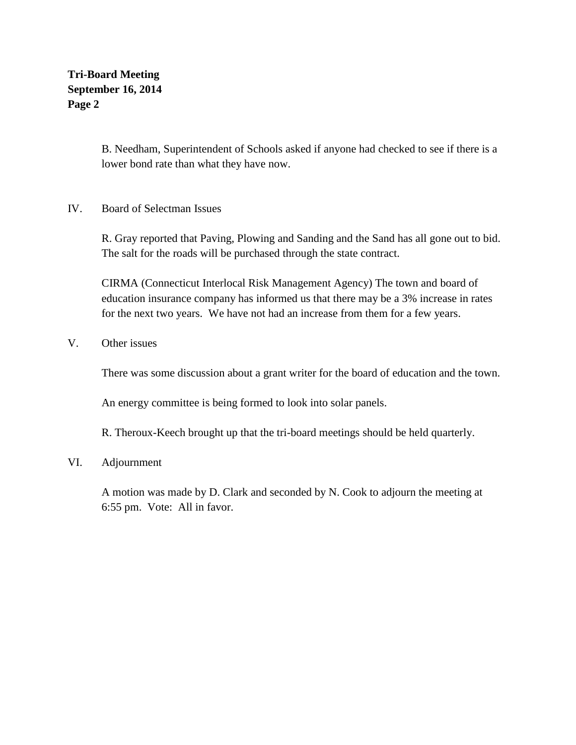B. Needham, Superintendent of Schools asked if anyone had checked to see if there is a lower bond rate than what they have now.

IV. Board of Selectman Issues

R. Gray reported that Paving, Plowing and Sanding and the Sand has all gone out to bid. The salt for the roads will be purchased through the state contract.

CIRMA (Connecticut Interlocal Risk Management Agency) The town and board of education insurance company has informed us that there may be a 3% increase in rates for the next two years. We have not had an increase from them for a few years.

V. Other issues

There was some discussion about a grant writer for the board of education and the town.

An energy committee is being formed to look into solar panels.

R. Theroux-Keech brought up that the tri-board meetings should be held quarterly.

VI. Adjournment

A motion was made by D. Clark and seconded by N. Cook to adjourn the meeting at 6:55 pm. Vote: All in favor.